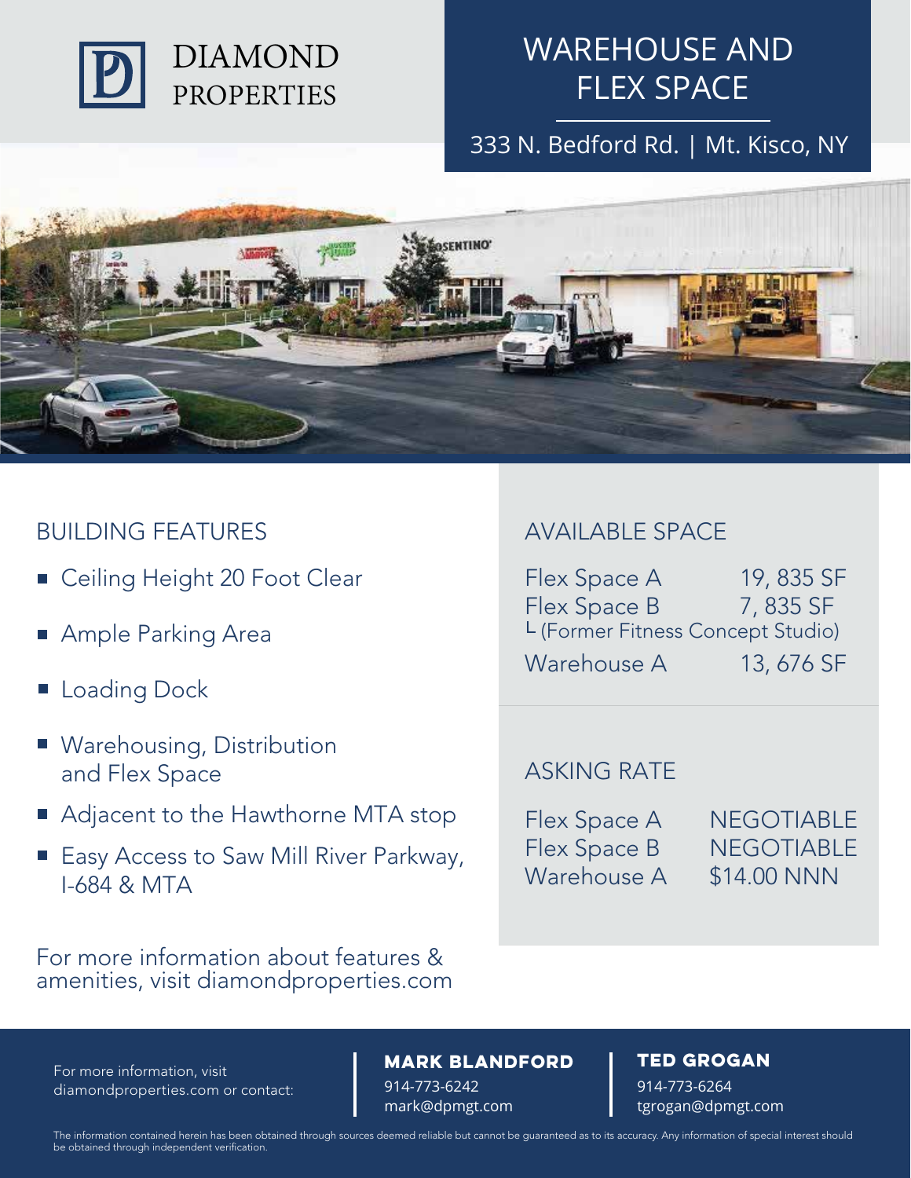DIAMOND PROPERTIES

# WAREHOUSE AND FLEX SPACE

333 N. Bedford Rd. | Mt. Kisco, NY

## BUILDING FEATURES

- Ceiling Height 20 Foot Clear
- Ample Parking Area
- Loading Dock
- Warehousing, Distribution and Flex Space
- Adjacent to the Hawthorne MTA stop
- Easy Access to Saw Mill River Parkway, I-684 & MTA

For more information about features & amenities, visit diamondproperties.com

## AVAILABLE SPACE

| | |
|---|---|
| Flex Space A | 19, 835 SF |
| Flex Space B | 7, 835 SF |
| └ (Former Fitness Concept Studio) | |
| Warehouse A | 13, 676 SF |

## ASKING RATE

| | |
|---|---|
| Flex Space A | NEGOTIABLE |
| Flex Space B | NEGOTIABLE |
| Warehouse A | $14.00 NNN |

For more information, visit diamondproperties.com or contact:

**MARK BLANDFORD**
914-773-6242
mark@dpmgt.com

**TED GROGAN**
914-773-6264
tgrogan@dpmgt.com

The information contained herein has been obtained through sources deemed reliable but cannot be guaranteed as to its accuracy. Any information of special interest should be obtained through independent verification.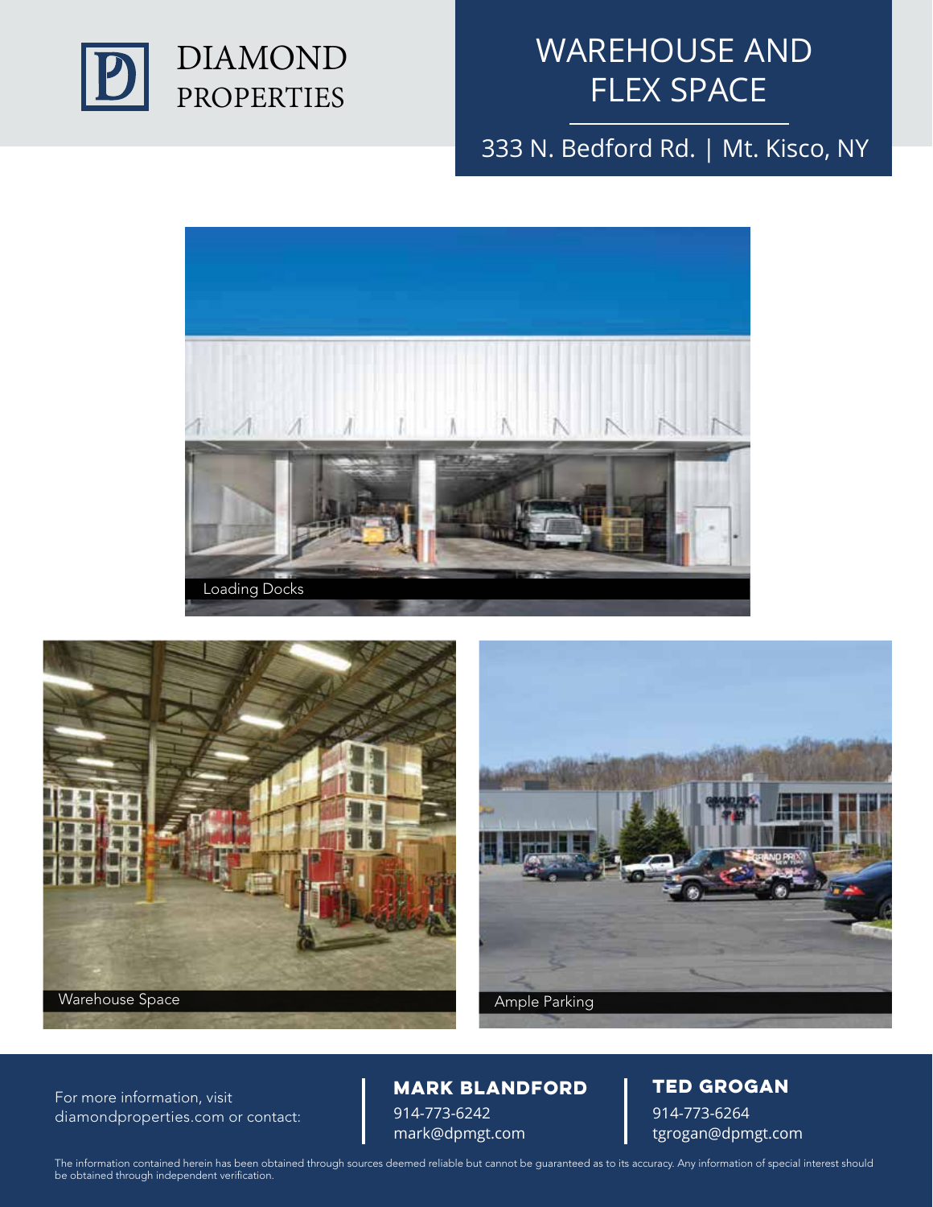DIAMOND PROPERTIES

# WAREHOUSE AND FLEX SPACE

333 N. Bedford Rd. | Mt. Kisco, NY

Loading Docks

Warehouse Space

Ample Parking

For more information, visit diamondproperties.com or contact:

**MARK BLANDFORD**
914-773-6242
mark@dpmgt.com

**TED GROGAN**
914-773-6264
tgrogan@dpmgt.com

The information contained herein has been obtained through sources deemed reliable but cannot be guaranteed as to its accuracy. Any information of special interest should be obtained through independent verification.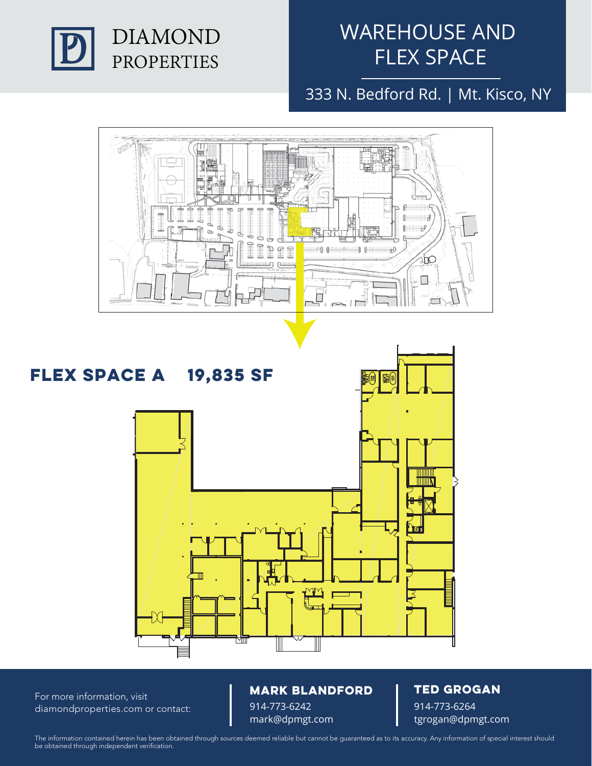DIAMOND PROPERTIES

# WAREHOUSE AND FLEX SPACE

333 N. Bedford Rd. | Mt. Kisco, NY

## FLEX SPACE A 19,835 SF

For more information, visit diamondproperties.com or contact:

**MARK BLANDFORD**
914-773-6242
mark@dpmgt.com

**TED GROGAN**
914-773-6264
tgrogan@dpmgt.com

The information contained herein has been obtained through sources deemed reliable but cannot be guaranteed as to its accuracy. Any information of special interest should be obtained through independent verification.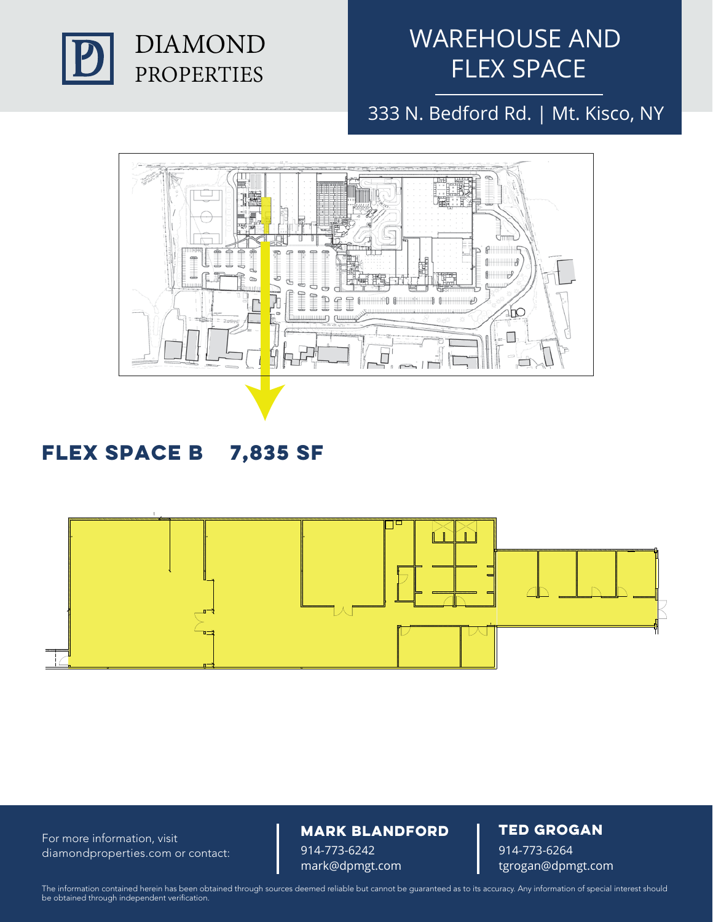DIAMOND PROPERTIES

# WAREHOUSE AND FLEX SPACE

333 N. Bedford Rd. | Mt. Kisco, NY

## FLEX SPACE B 7,835 SF

For more information, visit diamondproperties.com or contact:

**MARK BLANDFORD**
914-773-6242
mark@dpmgt.com

**TED GROGAN**
914-773-6264
tgrogan@dpmgt.com

The information contained herein has been obtained through sources deemed reliable but cannot be guaranteed as to its accuracy. Any information of special interest should be obtained through independent verification.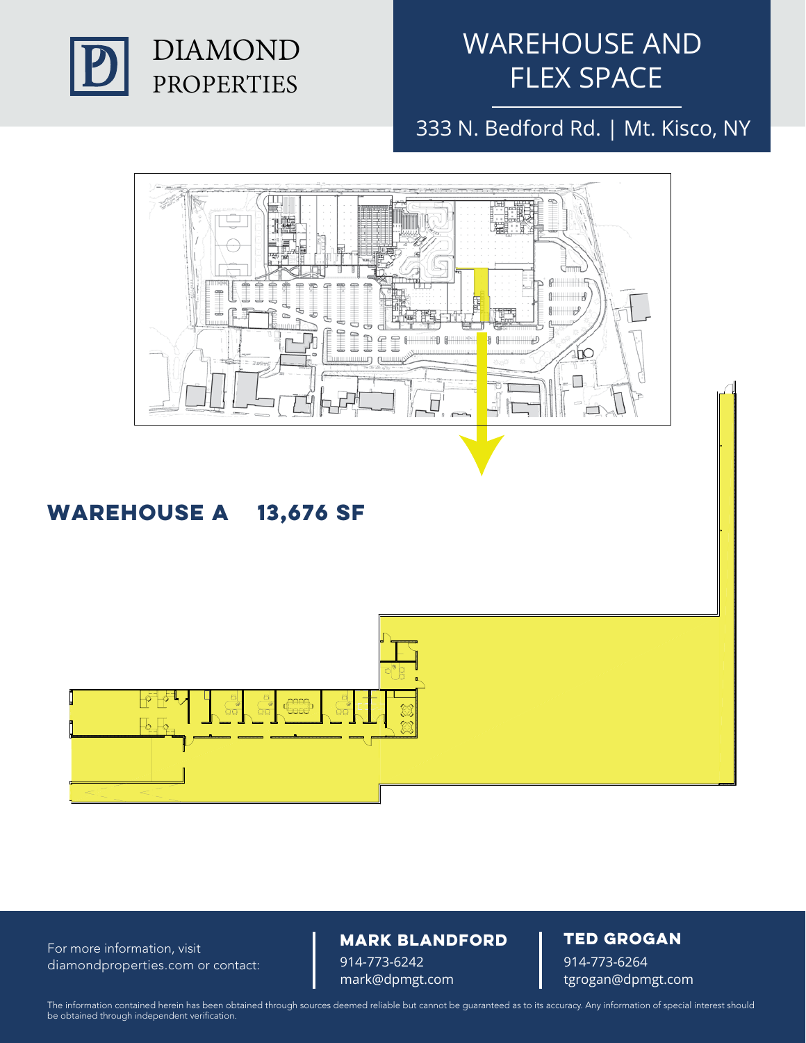DIAMOND PROPERTIES

# WAREHOUSE AND FLEX SPACE

333 N. Bedford Rd. | Mt. Kisco, NY

## WAREHOUSE A 13,676 SF

For more information, visit diamondproperties.com or contact:

**MARK BLANDFORD**
914-773-6242
mark@dpmgt.com

**TED GROGAN**
914-773-6264
tgrogan@dpmgt.com

The information contained herein has been obtained through sources deemed reliable but cannot be guaranteed as to its accuracy. Any information of special interest should be obtained through independent verification.